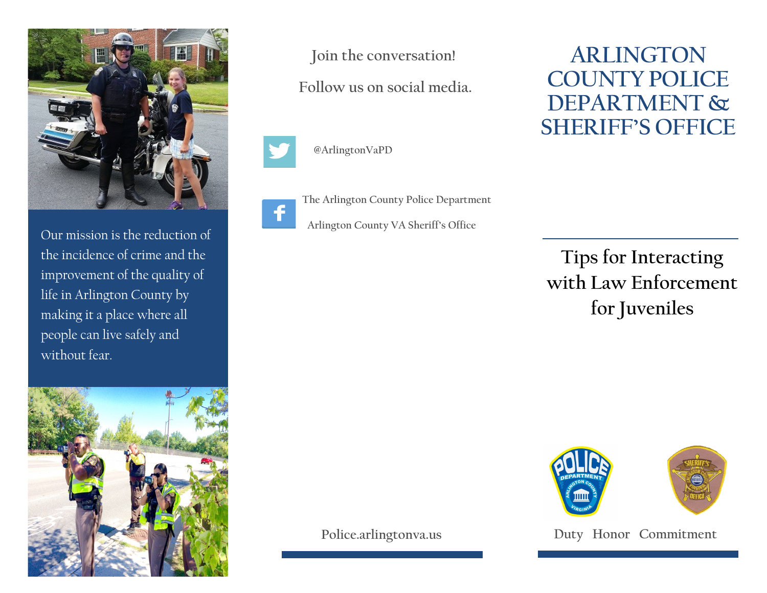Our mission is the reduction of the incidence of crime and the improvement of the quality of life in Arlington County by making it a place where all people can live safely and without fear.

Join the conversation!

Follow us on social media.

@ArlingtonVaPD

The Arlington County Police Department

Arlington County VA Sheriff's Office

Police.arlingtonva.us

# ARLINGTON COUNTY POLICE DEPARTMENT & SHERIFF'S OFFICE

## Tips for Interacting with Law Enforcement for Juveniles

Duty Honor Commitment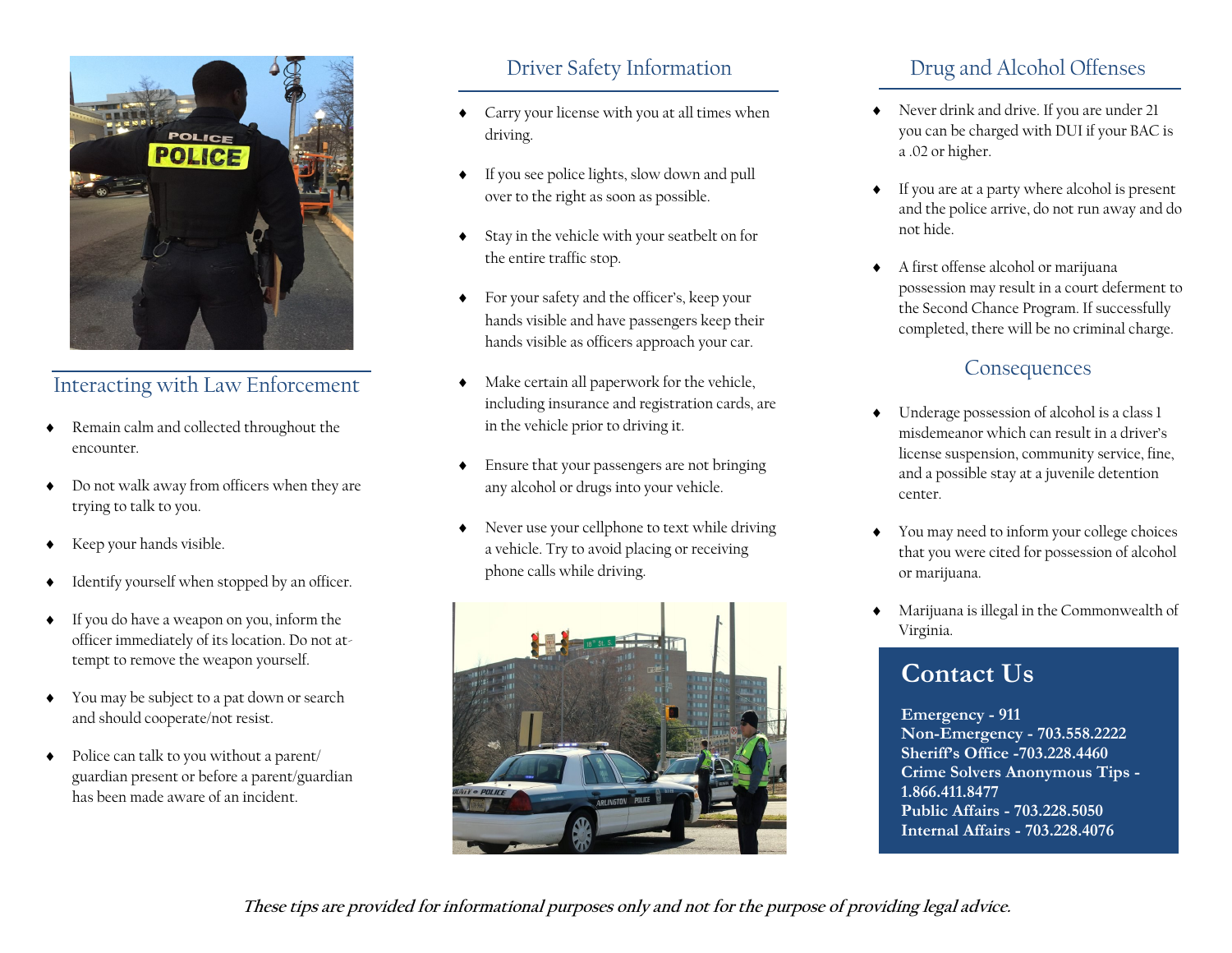## Interacting with Law Enforcement

- Remain calm and collected throughout the encounter.
- Do not walk away from officers when they are trying to talk to you.
- Keep your hands visible.
- Identify yourself when stopped by an officer.
- If you do have a weapon on you, inform the officer immediately of its location. Do not attempt to remove the weapon yourself.
- You may be subject to a pat down or search and should cooperate/not resist.
- Police can talk to you without a parent/guardian present or before a parent/guardian has been made aware of an incident.

## Driver Safety Information

- Carry your license with you at all times when driving.
- If you see police lights, slow down and pull over to the right as soon as possible.
- Stay in the vehicle with your seatbelt on for the entire traffic stop.
- For your safety and the officer's, keep your hands visible and have passengers keep their hands visible as officers approach your car.
- Make certain all paperwork for the vehicle, including insurance and registration cards, are in the vehicle prior to driving it.
- Ensure that your passengers are not bringing any alcohol or drugs into your vehicle.
- Never use your cellphone to text while driving a vehicle. Try to avoid placing or receiving phone calls while driving.

## Drug and Alcohol Offenses

- Never drink and drive. If you are under 21 you can be charged with DUI if your BAC is a .02 or higher.
- If you are at a party where alcohol is present and the police arrive, do not run away and do not hide.
- A first offense alcohol or marijuana possession may result in a court deferment to the Second Chance Program. If successfully completed, there will be no criminal charge.

## Consequences

- Underage possession of alcohol is a class 1 misdemeanor which can result in a driver's license suspension, community service, fine, and a possible stay at a juvenile detention center.
- You may need to inform your college choices that you were cited for possession of alcohol or marijuana.
- Marijuana is illegal in the Commonwealth of Virginia.

## Contact Us

**Emergency - 911**
**Non-Emergency - 703.558.2222**
**Sheriff's Office -703.228.4460**
**Crime Solvers Anonymous Tips - 1.866.411.8477**
**Public Affairs - 703.228.5050**
**Internal Affairs - 703.228.4076**

*These tips are provided for informational purposes only and not for the purpose of providing legal advice.*